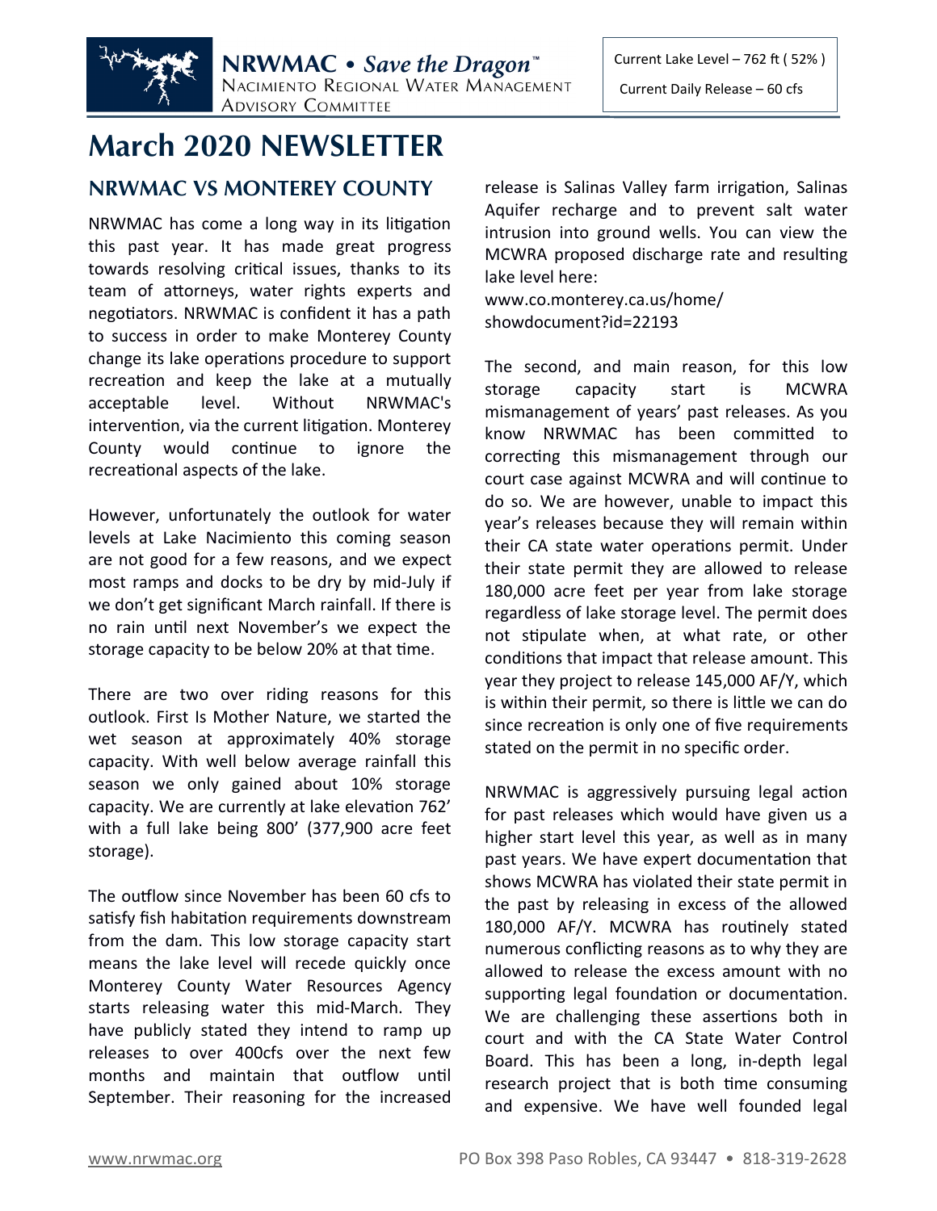**NRWMAC • *Save the Dragon*™**
NACIMIENTO REGIONAL WATER MANAGEMENT ADVISORY COMMITTEE

Current Lake Level – 762 ft ( 52% )
Current Daily Release – 60 cfs

# March 2020 NEWSLETTER

## NRWMAC VS MONTEREY COUNTY

NRWMAC has come a long way in its litigation this past year. It has made great progress towards resolving critical issues, thanks to its team of attorneys, water rights experts and negotiators. NRWMAC is confident it has a path to success in order to make Monterey County change its lake operations procedure to support recreation and keep the lake at a mutually acceptable level. Without NRWMAC's intervention, via the current litigation. Monterey County would continue to ignore the recreational aspects of the lake.

However, unfortunately the outlook for water levels at Lake Nacimiento this coming season are not good for a few reasons, and we expect most ramps and docks to be dry by mid-July if we don't get significant March rainfall. If there is no rain until next November's we expect the storage capacity to be below 20% at that time.

There are two over riding reasons for this outlook. First Is Mother Nature, we started the wet season at approximately 40% storage capacity. With well below average rainfall this season we only gained about 10% storage capacity. We are currently at lake elevation 762' with a full lake being 800' (377,900 acre feet storage).

The outflow since November has been 60 cfs to satisfy fish habitation requirements downstream from the dam. This low storage capacity start means the lake level will recede quickly once Monterey County Water Resources Agency starts releasing water this mid-March. They have publicly stated they intend to ramp up releases to over 400cfs over the next few months and maintain that outflow until September. Their reasoning for the increased release is Salinas Valley farm irrigation, Salinas Aquifer recharge and to prevent salt water intrusion into ground wells. You can view the MCWRA proposed discharge rate and resulting lake level here:
www.co.monterey.ca.us/home/showdocument?id=22193

The second, and main reason, for this low storage capacity start is MCWRA mismanagement of years' past releases. As you know NRWMAC has been committed to correcting this mismanagement through our court case against MCWRA and will continue to do so. We are however, unable to impact this year's releases because they will remain within their CA state water operations permit. Under their state permit they are allowed to release 180,000 acre feet per year from lake storage regardless of lake storage level. The permit does not stipulate when, at what rate, or other conditions that impact that release amount. This year they project to release 145,000 AF/Y, which is within their permit, so there is little we can do since recreation is only one of five requirements stated on the permit in no specific order.

NRWMAC is aggressively pursuing legal action for past releases which would have given us a higher start level this year, as well as in many past years. We have expert documentation that shows MCWRA has violated their state permit in the past by releasing in excess of the allowed 180,000 AF/Y. MCWRA has routinely stated numerous conflicting reasons as to why they are allowed to release the excess amount with no supporting legal foundation or documentation. We are challenging these assertions both in court and with the CA State Water Control Board. This has been a long, in-depth legal research project that is both time consuming and expensive. We have well founded legal

www.nrwmac.org PO Box 398 Paso Robles, CA 93447 • 818-319-2628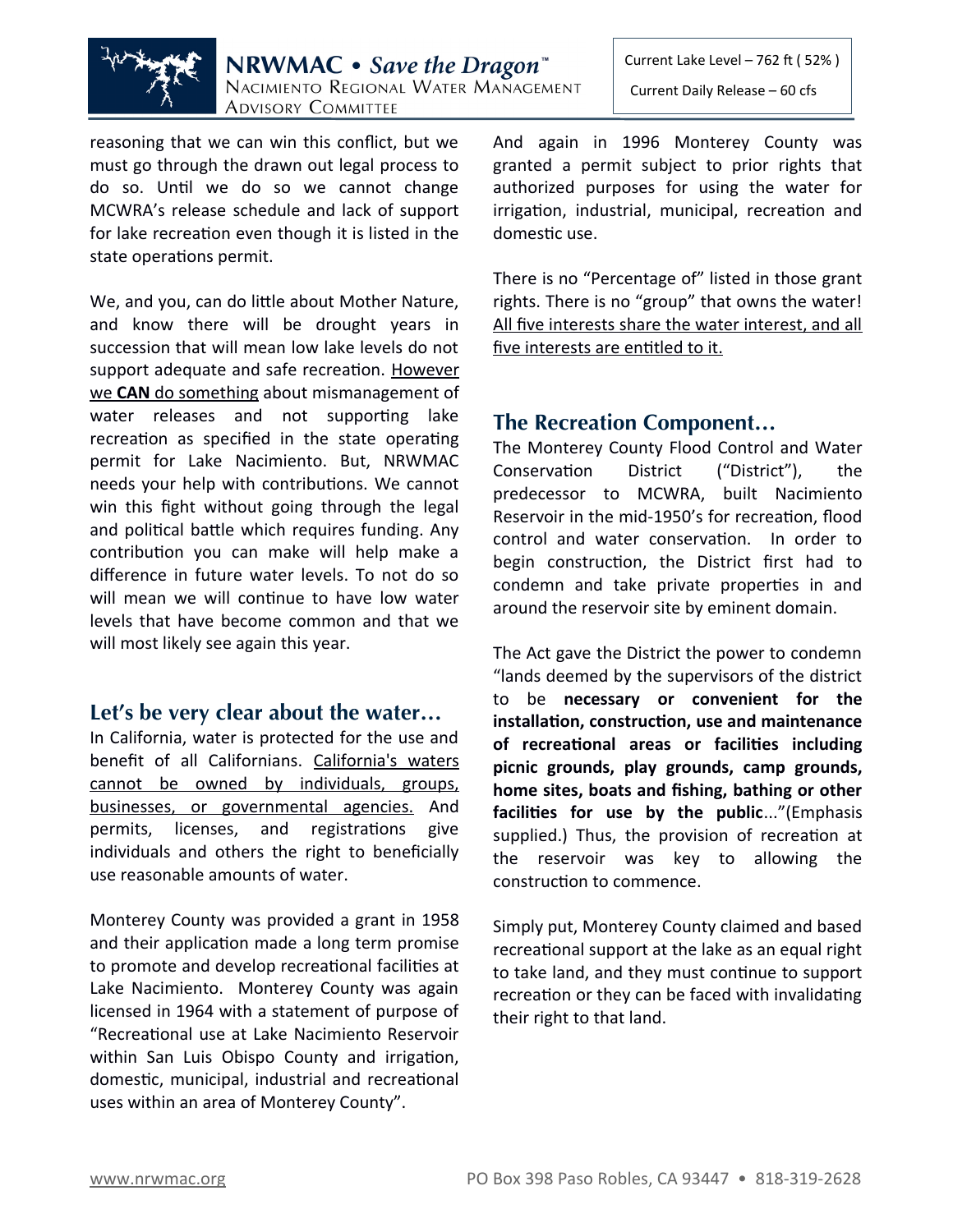reasoning that we can win this conflict, but we must go through the drawn out legal process to do so. Until we do so we cannot change MCWRA's release schedule and lack of support for lake recreation even though it is listed in the state operations permit.

We, and you, can do little about Mother Nature, and know there will be drought years in succession that will mean low lake levels do not support adequate and safe recreation. <u>However we **CAN** do something</u> about mismanagement of water releases and not supporting lake recreation as specified in the state operating permit for Lake Nacimiento. But, NRWMAC needs your help with contributions. We cannot win this fight without going through the legal and political battle which requires funding. Any contribution you can make will help make a difference in future water levels. To not do so will mean we will continue to have low water levels that have become common and that we will most likely see again this year.

## Let's be very clear about the water…

In California, water is protected for the use and benefit of all Californians. <u>California's waters cannot be owned by individuals, groups, businesses, or governmental agencies.</u> And permits, licenses, and registrations give individuals and others the right to beneficially use reasonable amounts of water.

Monterey County was provided a grant in 1958 and their application made a long term promise to promote and develop recreational facilities at Lake Nacimiento. Monterey County was again licensed in 1964 with a statement of purpose of "Recreational use at Lake Nacimiento Reservoir within San Luis Obispo County and irrigation, domestic, municipal, industrial and recreational uses within an area of Monterey County".

And again in 1996 Monterey County was granted a permit subject to prior rights that authorized purposes for using the water for irrigation, industrial, municipal, recreation and domestic use.

There is no "Percentage of" listed in those grant rights. There is no "group" that owns the water! <u>All five interests share the water interest, and all five interests are entitled to it.</u>

## The Recreation Component…

The Monterey County Flood Control and Water Conservation District ("District"), the predecessor to MCWRA, built Nacimiento Reservoir in the mid-1950's for recreation, flood control and water conservation. In order to begin construction, the District first had to condemn and take private properties in and around the reservoir site by eminent domain.

The Act gave the District the power to condemn "lands deemed by the supervisors of the district to be **necessary or convenient for the installation, construction, use and maintenance of recreational areas or facilities including picnic grounds, play grounds, camp grounds, home sites, boats and fishing, bathing or other facilities for use by the public**..."(Emphasis supplied.) Thus, the provision of recreation at the reservoir was key to allowing the construction to commence.

Simply put, Monterey County claimed and based recreational support at the lake as an equal right to take land, and they must continue to support recreation or they can be faced with invalidating their right to that land.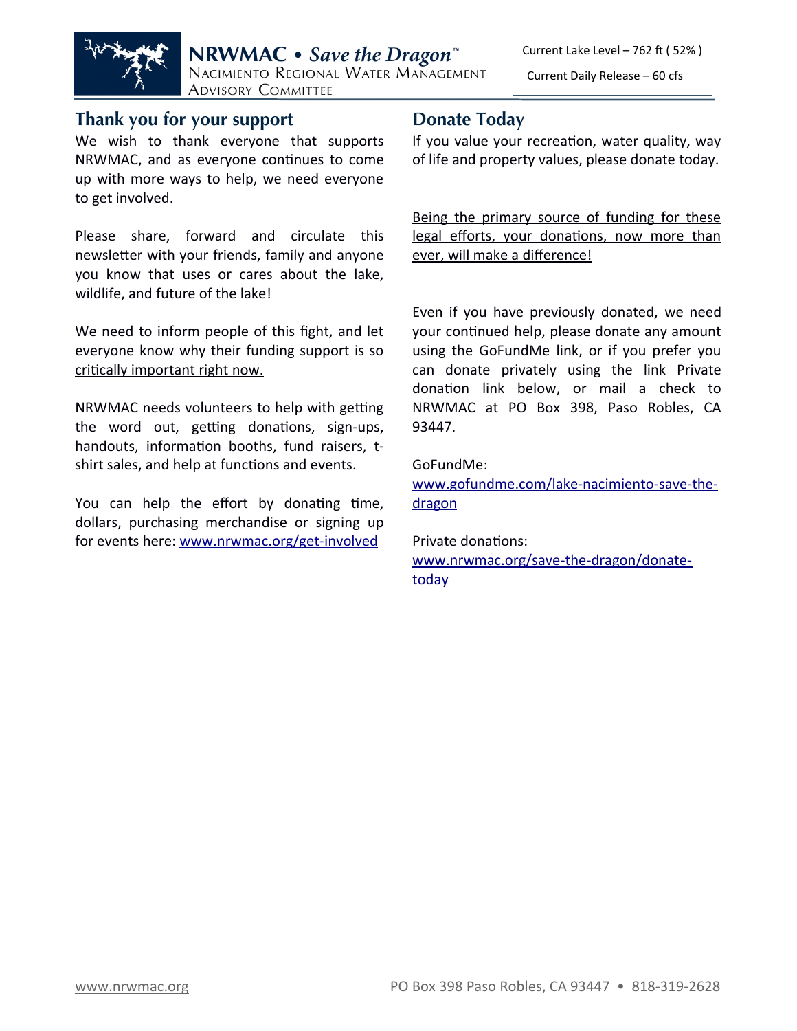**NRWMAC • *Save the Dragon*™**
Nacimiento Regional Water Management Advisory Committee

Current Lake Level – 762 ft ( 52% )

Current Daily Release – 60 cfs

## Thank you for your support

We wish to thank everyone that supports NRWMAC, and as everyone continues to come up with more ways to help, we need everyone to get involved.

Please share, forward and circulate this newsletter with your friends, family and anyone you know that uses or cares about the lake, wildlife, and future of the lake!

We need to inform people of this fight, and let everyone know why their funding support is so critically important right now.

NRWMAC needs volunteers to help with getting the word out, getting donations, sign-ups, handouts, information booths, fund raisers, t-shirt sales, and help at functions and events.

You can help the effort by donating time, dollars, purchasing merchandise or signing up for events here: www.nrwmac.org/get-involved

## Donate Today

If you value your recreation, water quality, way of life and property values, please donate today.

Being the primary source of funding for these legal efforts, your donations, now more than ever, will make a difference!

Even if you have previously donated, we need your continued help, please donate any amount using the GoFundMe link, or if you prefer you can donate privately using the link Private donation link below, or mail a check to NRWMAC at PO Box 398, Paso Robles, CA 93447.

GoFundMe:
www.gofundme.com/lake-nacimiento-save-the-dragon

Private donations:
www.nrwmac.org/save-the-dragon/donate-today

www.nrwmac.org PO Box 398 Paso Robles, CA 93447 • 818-319-2628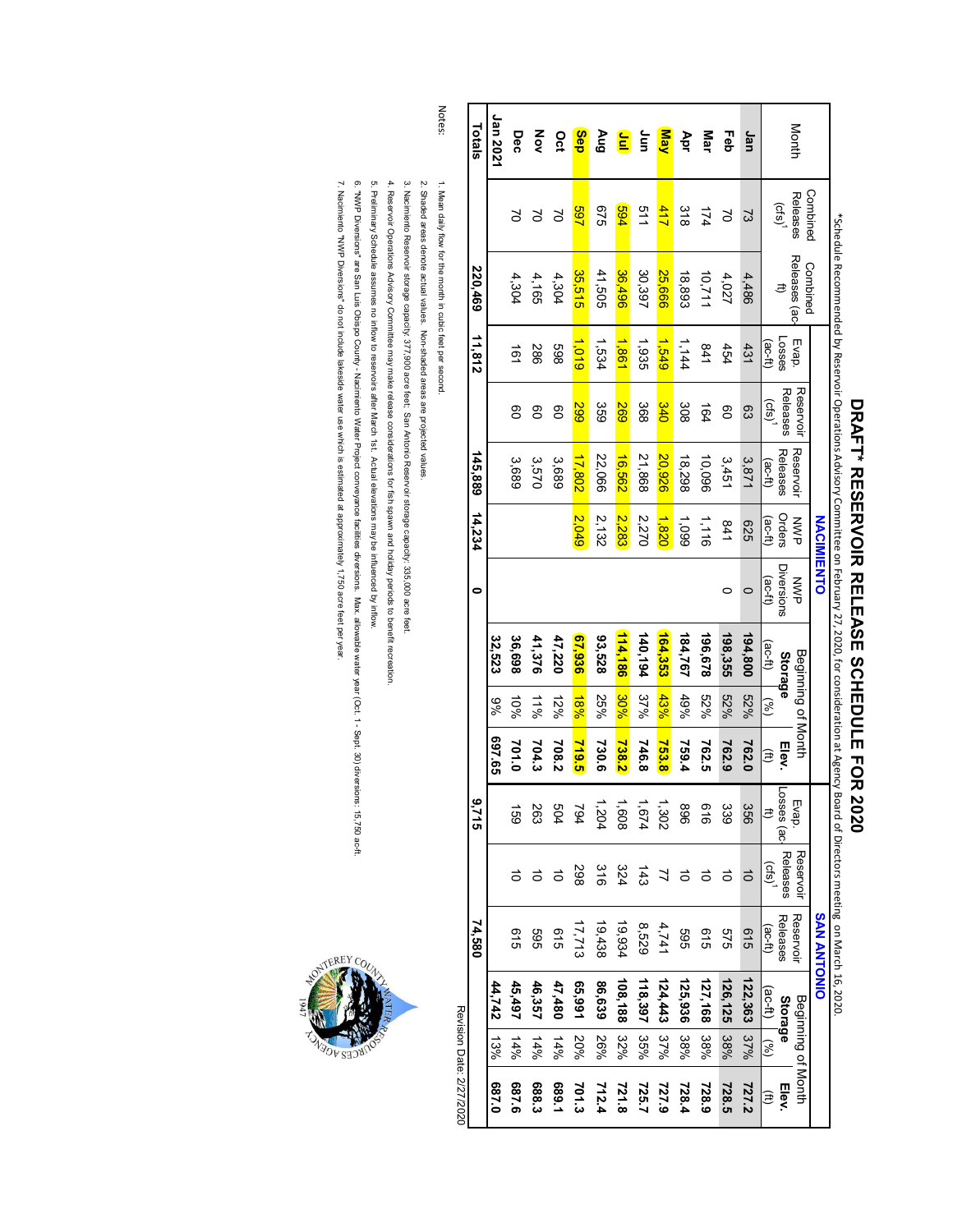# DRAFT* RESERVOIR RELEASE SCHEDULE FOR 2020

*Schedule Recommended by Reservoir Operations Advisory Committee on February 27, 2020, for consideration at Agency Board of Directors meeting on March 16, 2020.

Revision Date: 2/27/2020

| Month | Combined Releases (cfs)[1] | Combined Releases (ac-ft) | NACIMIENTO Evap. Losses (ac-ft) | NACIMIENTO Reservoir Releases (cfs)[1] | NACIMIENTO Reservoir Releases (ac-ft) | NACIMIENTO NWP Orders (ac-ft) | NACIMIENTO NWP Diversions (ac-ft) | NACIMIENTO Beginning of Month Storage (ac-ft) | NACIMIENTO Beginning of Month Storage (%) | NACIMIENTO Beginning of Month Elev. (ft) | SAN ANTONIO Evap. Losses (ac-ft) | SAN ANTONIO Reservoir Releases (cfs)[1] | SAN ANTONIO Reservoir Releases (ac-ft) | SAN ANTONIO Beginning of Month Storage (ac-ft) | SAN ANTONIO Beginning of Month Storage (%) | SAN ANTONIO Beginning of Month Elev. (ft) |
|---|---|---|---|---|---|---|---|---|---|---|---|---|---|---|---|---|
| Jan | 73 | 4,486 | 431 | 63 | 3,871 | 625 | 0 | 194,800 | 52% | 762.0 | 356 | 10 | 615 | 122,363 | 37% | 727.2 |
| Feb | 70 | 4,027 | 454 | 60 | 3,451 | 841 | 0 | 198,355 | 52% | 762.9 | 339 | 10 | 575 | 126,125 | 38% | 728.5 |
| Mar | 174 | 10,711 | 841 | 164 | 10,096 | 1,116 | | 196,678 | 52% | 762.5 | 616 | 10 | 615 | 127,168 | 38% | 728.9 |
| Apr | 318 | 18,893 | 1,144 | 308 | 18,298 | 1,099 | | 184,767 | 49% | 759.4 | 896 | 10 | 595 | 125,936 | 38% | 728.4 |
| May | 417 | 25,666 | 1,549 | 340 | 20,926 | 1,820 | | 164,353 | 43% | 753.8 | 1,302 | 77 | 4,741 | 124,443 | 37% | 727.9 |
| Jun | 511 | 30,397 | 1,935 | 368 | 21,868 | 2,270 | | 140,194 | 37% | 746.8 | 1,674 | 143 | 8,529 | 118,397 | 35% | 725.7 |
| Jul | 594 | 36,496 | 1,861 | 269 | 16,562 | 2,283 | | 114,186 | 30% | 738.2 | 1,608 | 324 | 19,934 | 108,188 | 32% | 721.8 |
| Aug | 675 | 41,505 | 1,534 | 359 | 22,066 | 2,132 | | 93,528 | 25% | 730.6 | 1,204 | 316 | 19,438 | 86,639 | 26% | 712.4 |
| Sep | 597 | 35,515 | 1,019 | 299 | 17,802 | 2,049 | | 67,936 | 18% | 719.5 | 794 | 298 | 17,713 | 65,991 | 20% | 701.3 |
| Oct | 70 | 4,304 | 598 | 60 | 3,689 | | | 47,220 | 12% | 708.2 | 504 | 10 | 615 | 47,480 | 14% | 689.1 |
| Nov | 70 | 4,165 | 286 | 60 | 3,570 | | | 41,376 | 11% | 704.3 | 263 | 10 | 595 | 46,357 | 14% | 688.3 |
| Dec | 70 | 4,304 | 161 | 60 | 3,689 | | | 36,698 | 10% | 701.0 | 159 | 10 | 615 | 45,497 | 14% | 687.6 |
| Jan 2021 | | | | | | | | 32,523 | 9% | 697.65 | | | | 44,742 | 13% | 687.0 |
| Totals | | 220,469 | 11,812 | | 145,889 | 14,234 | 0 | | | | 9,715 | | 74,580 | | | |

Notes:

1. Mean daily flow for the month in cubic feet per second.
2. Shaded areas denote actual values. Non-shaded areas are projected values.
3. Nacimiento Reservoir storage capacity: 377,900 acre feet. San Antonio Reservoir storage capacity: 335,000 acre feet.
4. Reservoir Operations Advisory Committee may make release considerations for fish spawn and holiday periods to benefit recreation.
5. Preliminary Schedule assumes no inflow to reservoirs after March 1st. Actual elevations may be influenced by inflow.
6. "NWP Diversions" are San Luis Obispo County - Nacimiento Water Project conveyance facilities diversions. Max. allowable water year (Oct. 1 - Sept. 30) diversions: 15,750 ac-ft.
7. Nacimiento "NWP Diversions" do not include lakeside water use which is estimated at approximately 1,750 acre feet per year.